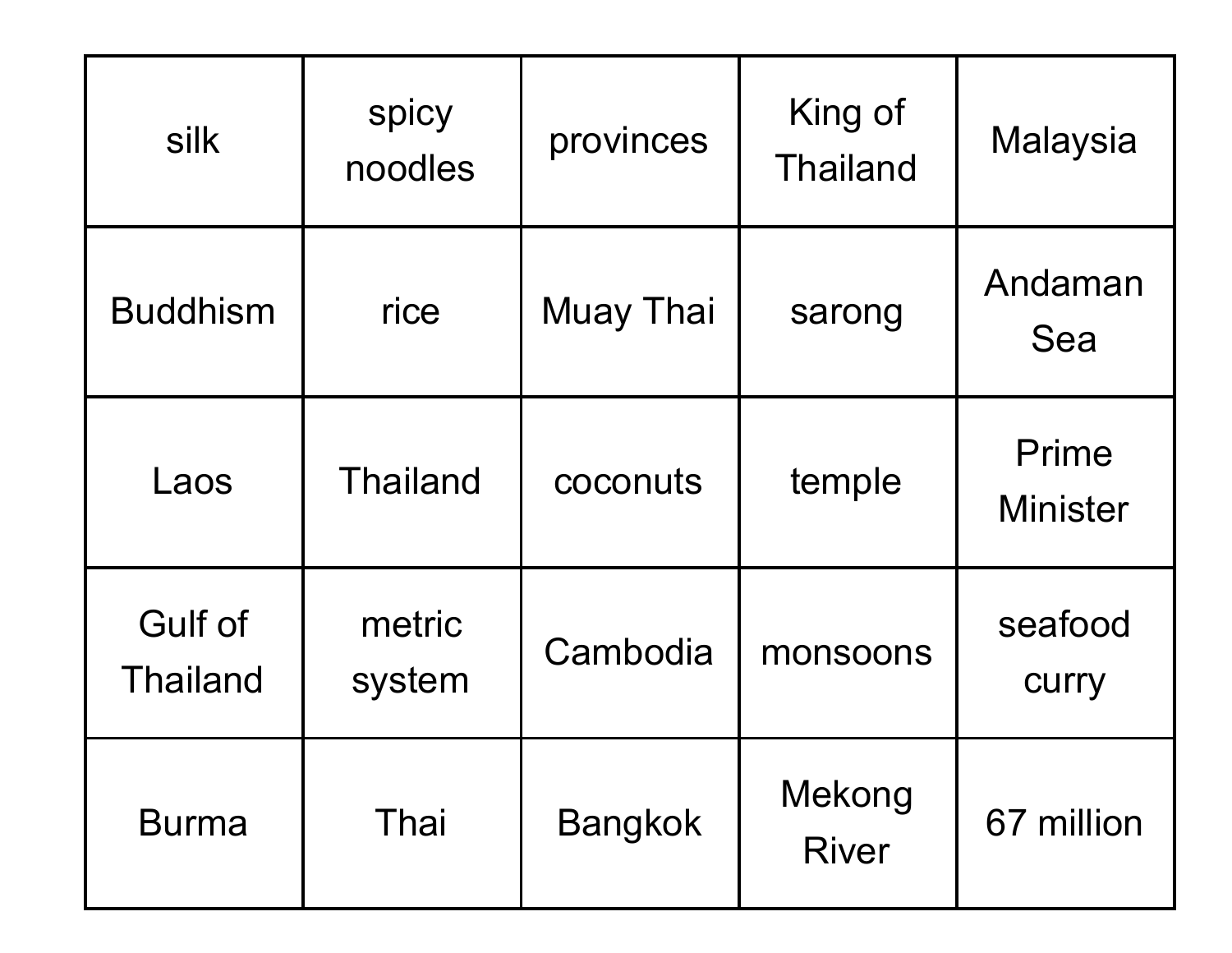| silk | spicy noodles | provinces | King of Thailand | Malaysia |
|---|---|---|---|---|
| Buddhism | rice | Muay Thai | sarong | Andaman Sea |
| Laos | Thailand | coconuts | temple | Prime Minister |
| Gulf of Thailand | metric system | Cambodia | monsoons | seafood curry |
| Burma | Thai | Bangkok | Mekong River | 67 million |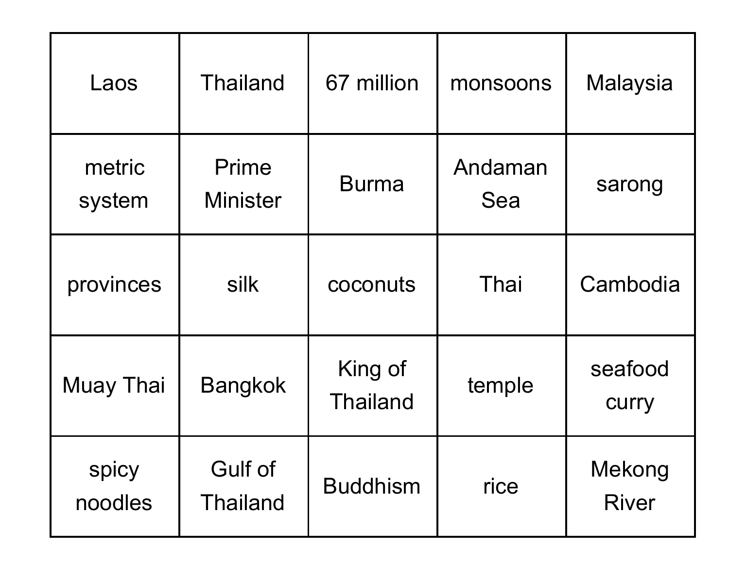| Laos | Thailand | 67 million | monsoons | Malaysia |
|---|---|---|---|---|
| metric system | Prime Minister | Burma | Andaman Sea | sarong |
| provinces | silk | coconuts | Thai | Cambodia |
| Muay Thai | Bangkok | King of Thailand | temple | seafood curry |
| spicy noodles | Gulf of Thailand | Buddhism | rice | Mekong River |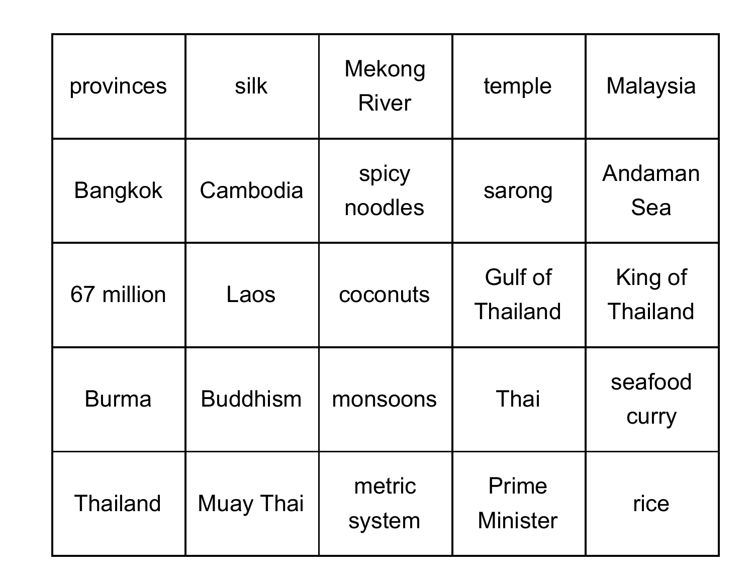| | | | | |
|---|---|---|---|---|
| provinces | silk | Mekong River | temple | Malaysia |
| Bangkok | Cambodia | spicy noodles | sarong | Andaman Sea |
| 67 million | Laos | coconuts | Gulf of Thailand | King of Thailand |
| Burma | Buddhism | monsoons | Thai | seafood curry |
| Thailand | Muay Thai | metric system | Prime Minister | rice |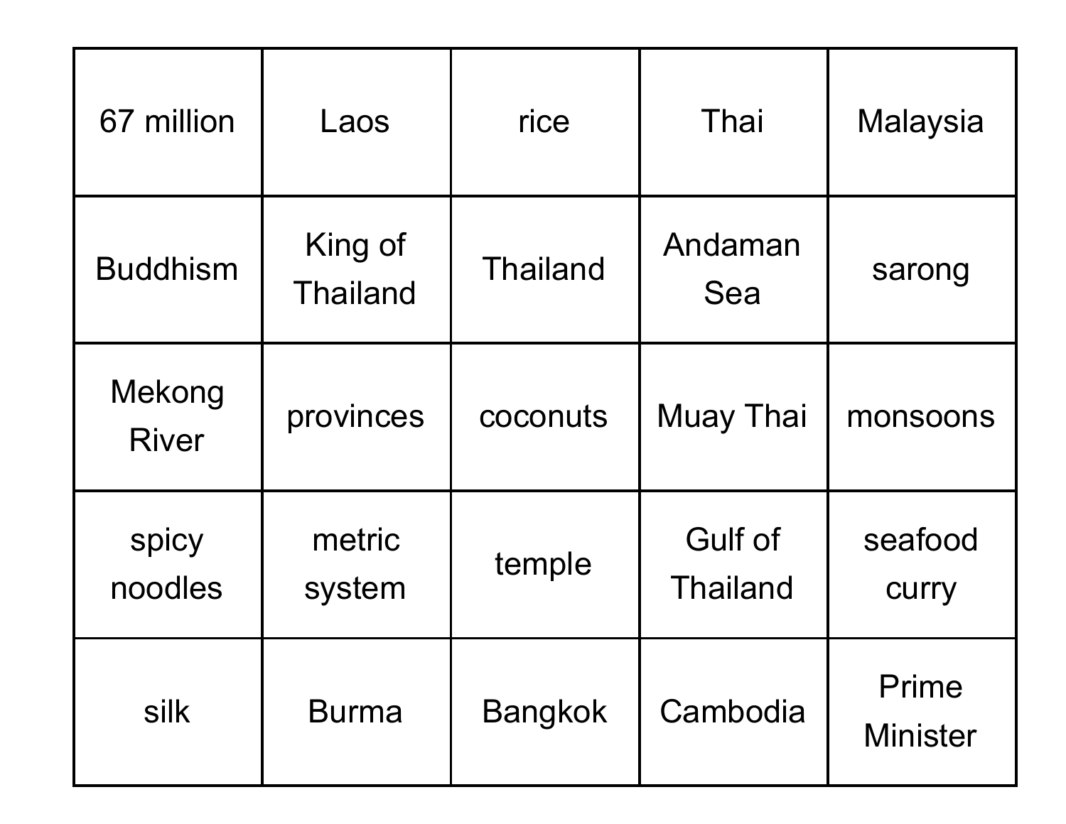| 67 million | Laos | rice | Thai | Malaysia |
|---|---|---|---|---|
| Buddhism | King of Thailand | Thailand | Andaman Sea | sarong |
| Mekong River | provinces | coconuts | Muay Thai | monsoons |
| spicy noodles | metric system | temple | Gulf of Thailand | seafood curry |
| silk | Burma | Bangkok | Cambodia | Prime Minister |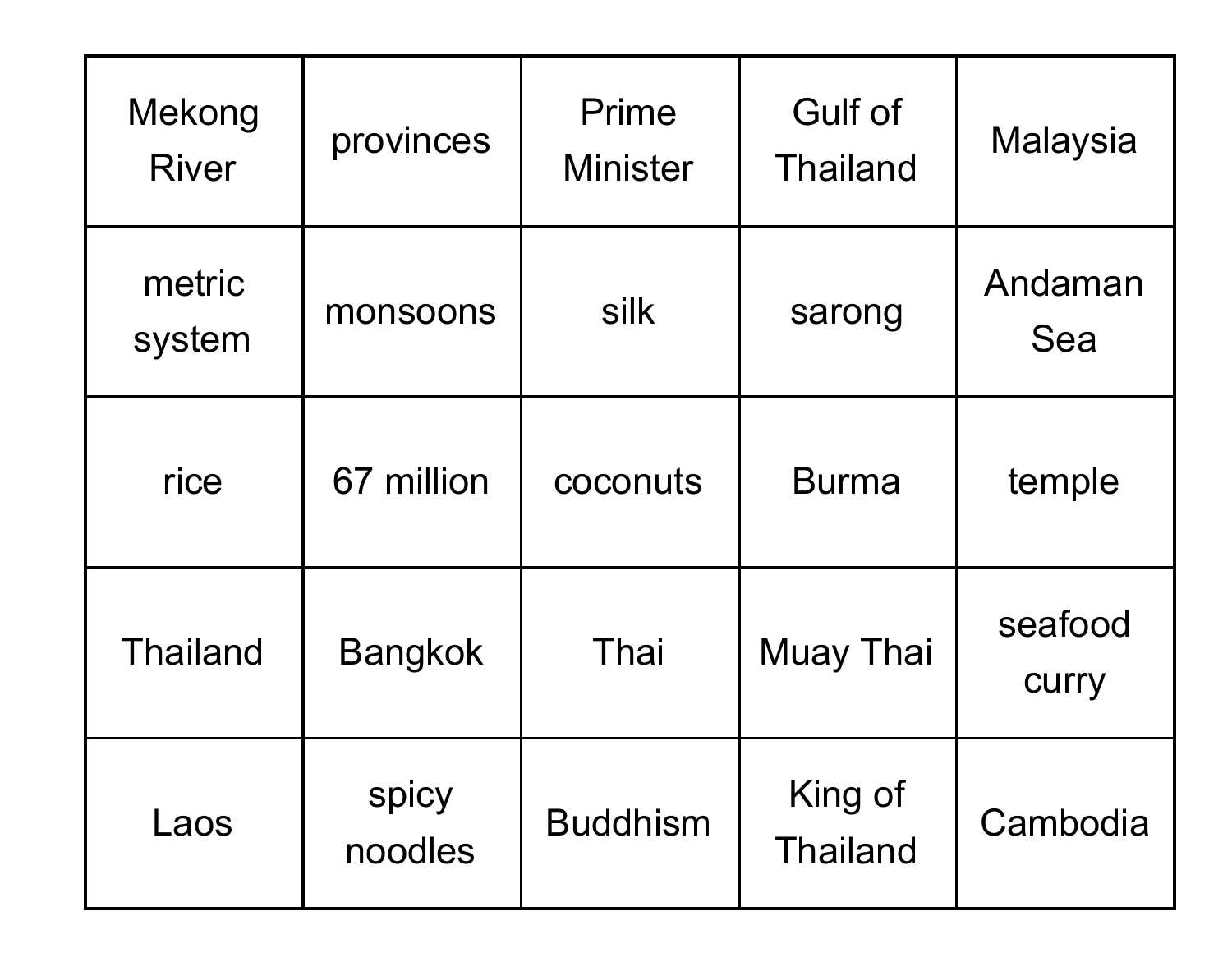| Mekong River | provinces | Prime Minister | Gulf of Thailand | Malaysia |
| --- | --- | --- | --- | --- |
| metric system | monsoons | silk | sarong | Andaman Sea |
| rice | 67 million | coconuts | Burma | temple |
| Thailand | Bangkok | Thai | Muay Thai | seafood curry |
| Laos | spicy noodles | Buddhism | King of Thailand | Cambodia |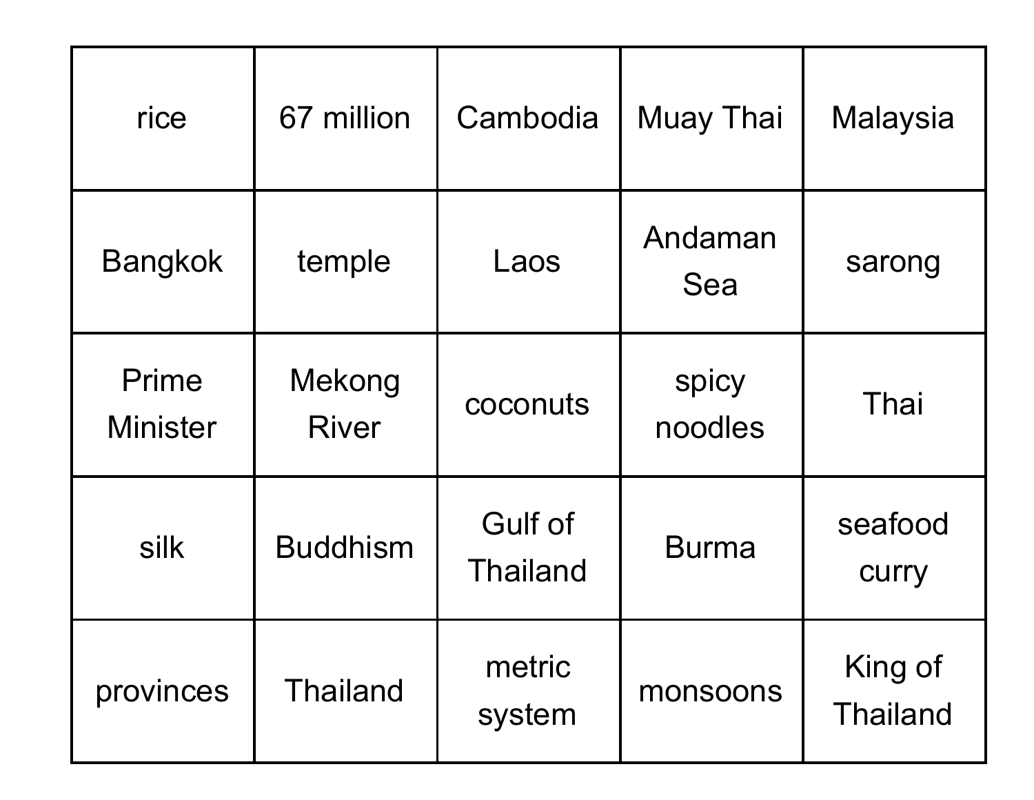| rice | 67 million | Cambodia | Muay Thai | Malaysia |
| --- | --- | --- | --- | --- |
| Bangkok | temple | Laos | Andaman Sea | sarong |
| Prime Minister | Mekong River | coconuts | spicy noodles | Thai |
| silk | Buddhism | Gulf of Thailand | Burma | seafood curry |
| provinces | Thailand | metric system | monsoons | King of Thailand |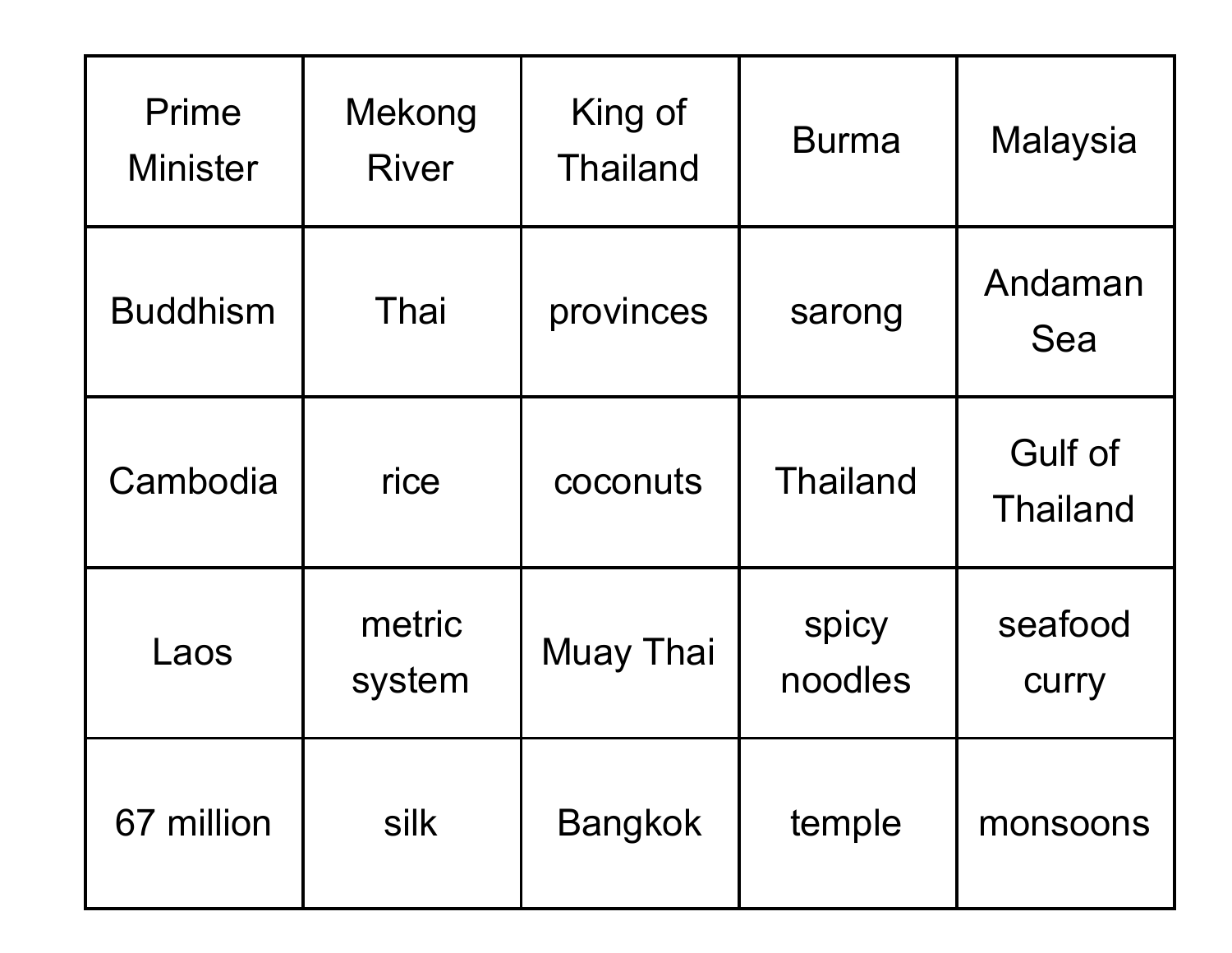| Prime Minister | Mekong River | King of Thailand | Burma | Malaysia |
| --- | --- | --- | --- | --- |
| Buddhism | Thai | provinces | sarong | Andaman Sea |
| Cambodia | rice | coconuts | Thailand | Gulf of Thailand |
| Laos | metric system | Muay Thai | spicy noodles | seafood curry |
| 67 million | silk | Bangkok | temple | monsoons |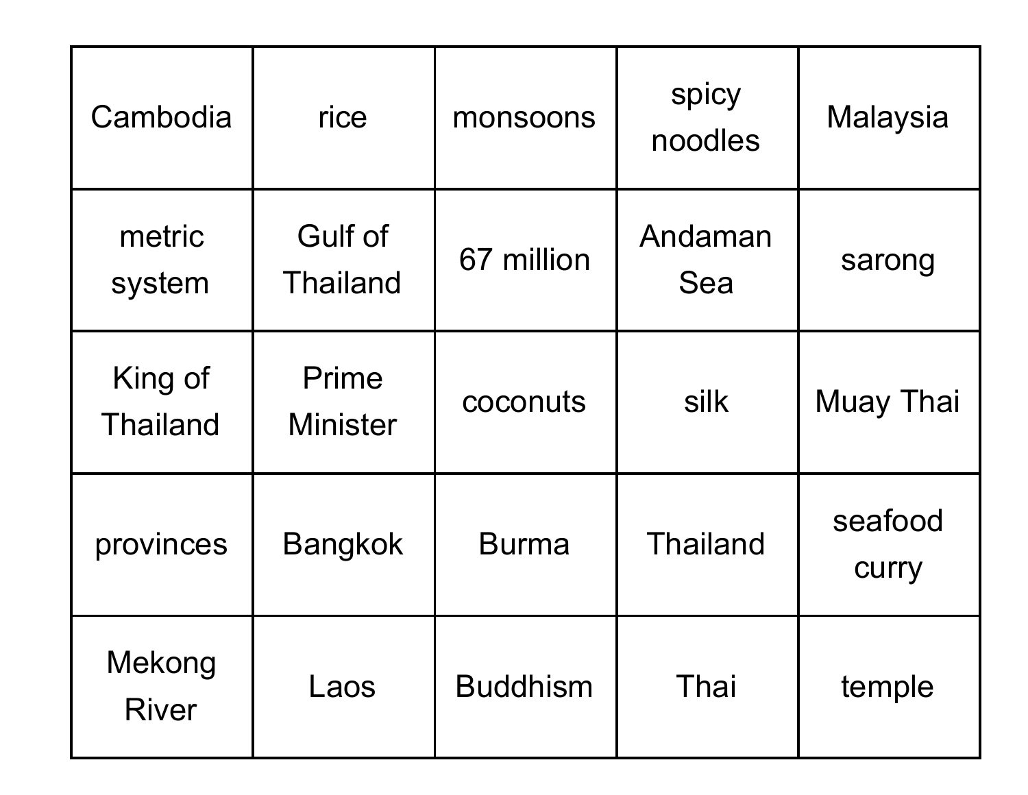| | | | | |
|---|---|---|---|---|
| Cambodia | rice | monsoons | spicy noodles | Malaysia |
| metric system | Gulf of Thailand | 67 million | Andaman Sea | sarong |
| King of Thailand | Prime Minister | coconuts | silk | Muay Thai |
| provinces | Bangkok | Burma | Thailand | seafood curry |
| Mekong River | Laos | Buddhism | Thai | temple |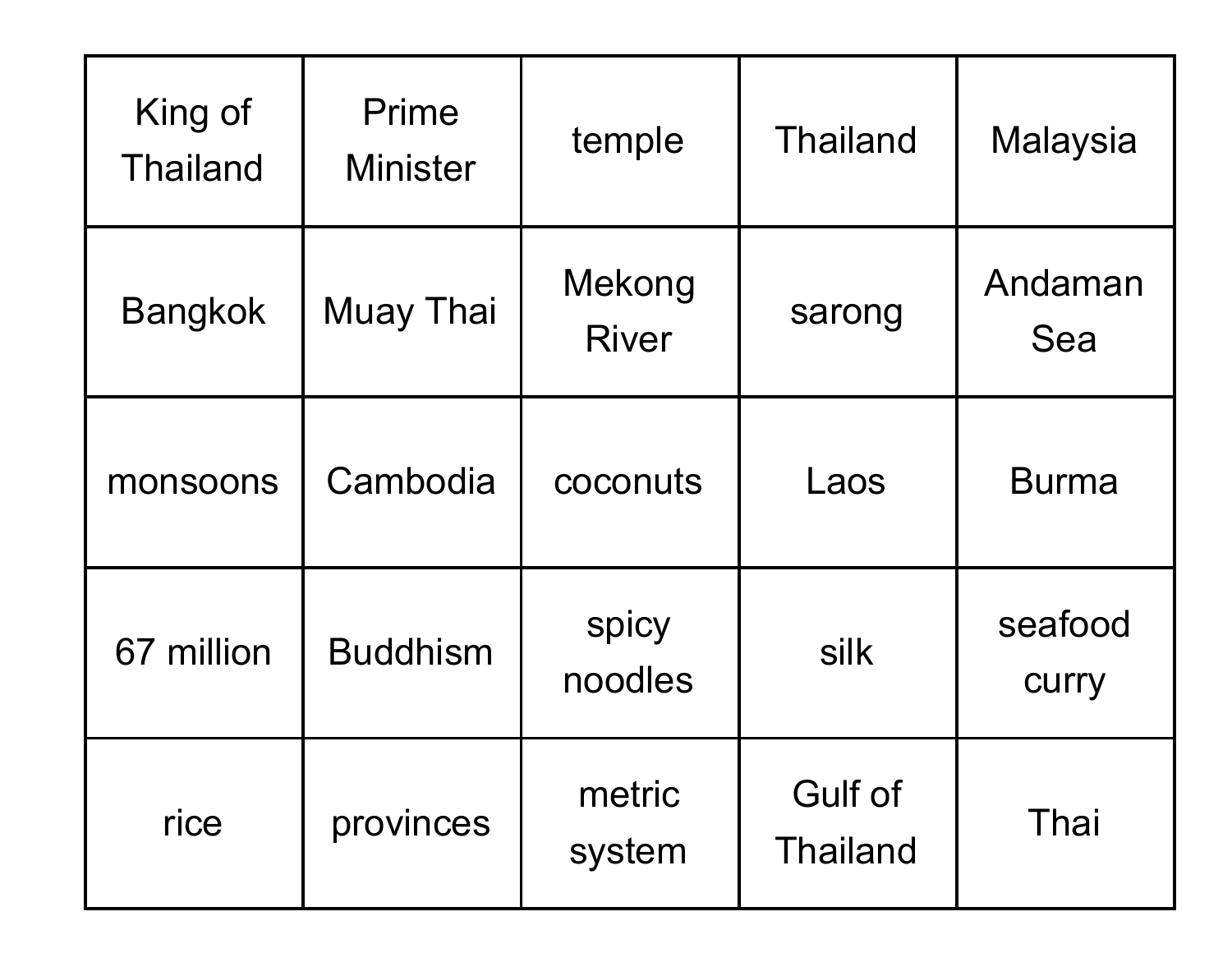| King of Thailand | Prime Minister | temple | Thailand | Malaysia |
| --- | --- | --- | --- | --- |
| Bangkok | Muay Thai | Mekong River | sarong | Andaman Sea |
| monsoons | Cambodia | coconuts | Laos | Burma |
| 67 million | Buddhism | spicy noodles | silk | seafood curry |
| rice | provinces | metric system | Gulf of Thailand | Thai |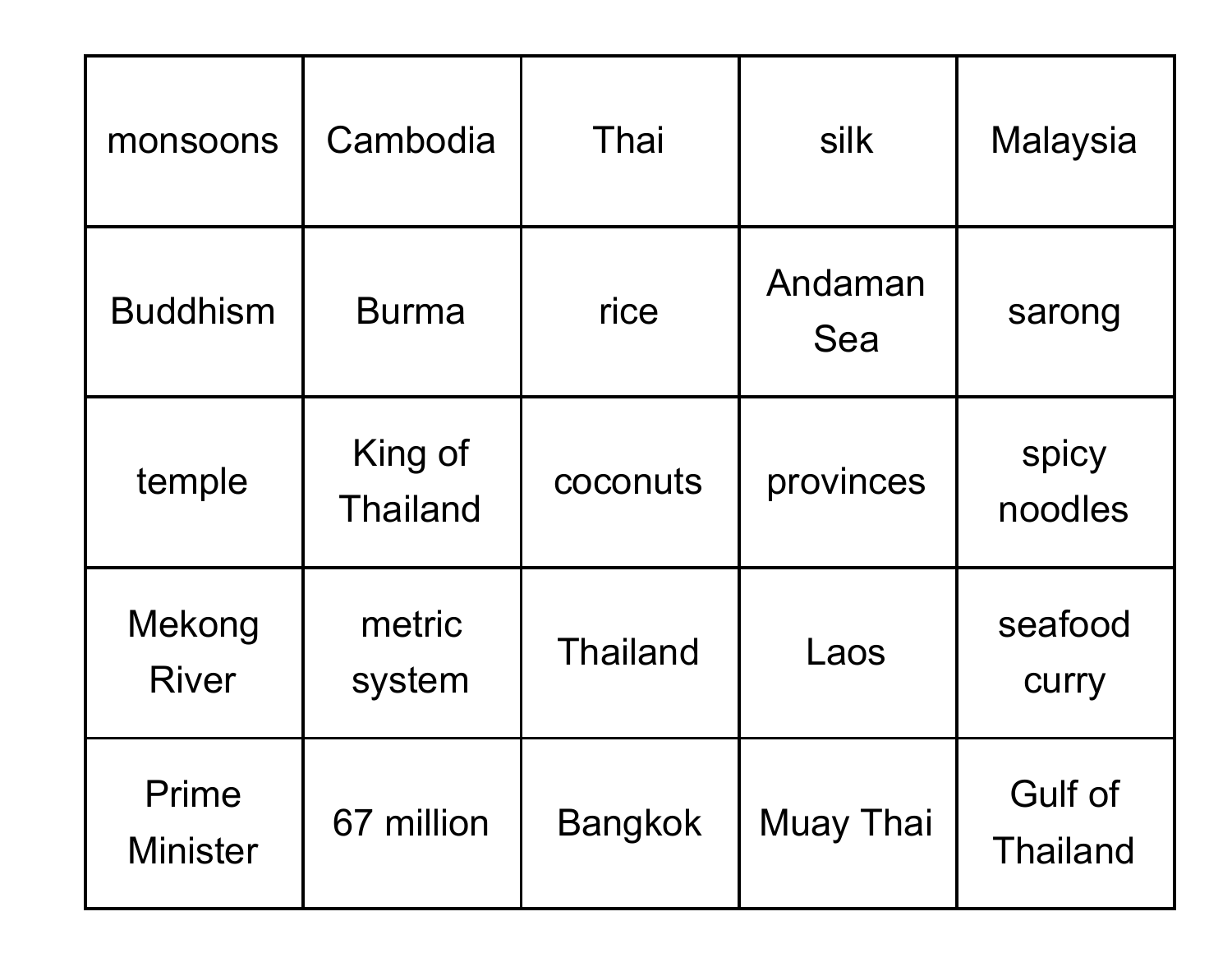| monsoons | Cambodia | Thai | silk | Malaysia |
| --- | --- | --- | --- | --- |
| Buddhism | Burma | rice | Andaman Sea | sarong |
| temple | King of Thailand | coconuts | provinces | spicy noodles |
| Mekong River | metric system | Thailand | Laos | seafood curry |
| Prime Minister | 67 million | Bangkok | Muay Thai | Gulf of Thailand |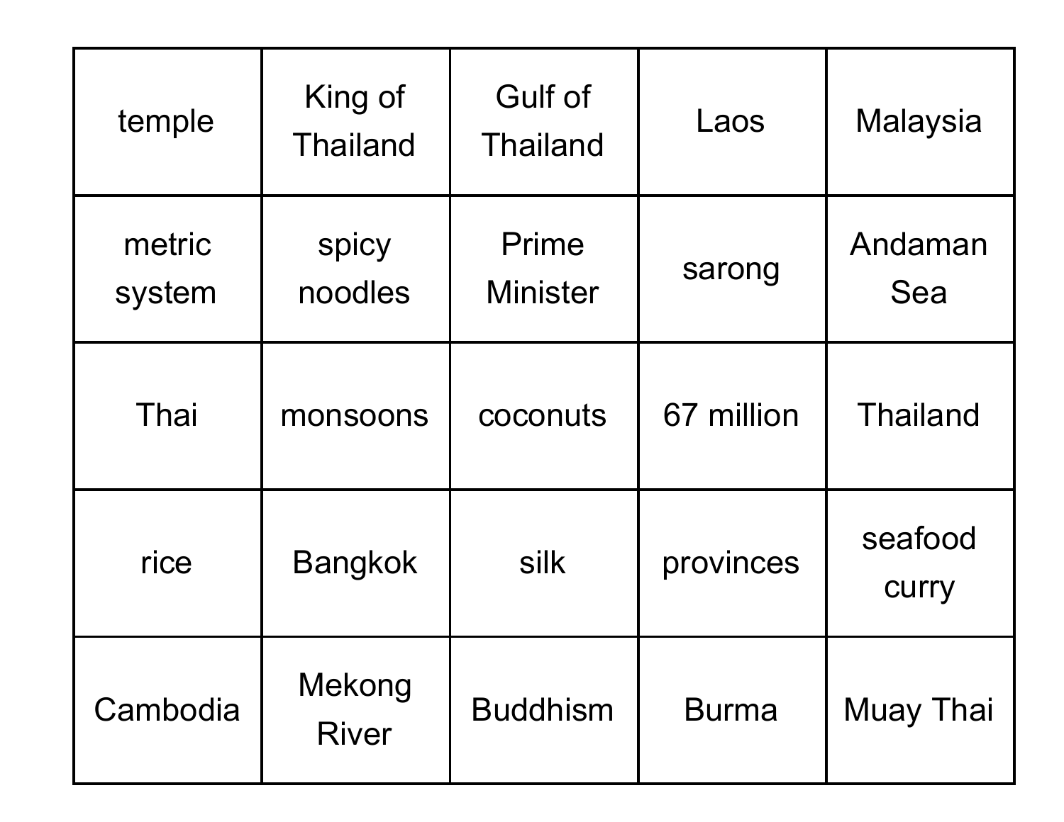| temple | King of Thailand | Gulf of Thailand | Laos | Malaysia |
| --- | --- | --- | --- | --- |
| metric system | spicy noodles | Prime Minister | sarong | Andaman Sea |
| Thai | monsoons | coconuts | 67 million | Thailand |
| rice | Bangkok | silk | provinces | seafood curry |
| Cambodia | Mekong River | Buddhism | Burma | Muay Thai |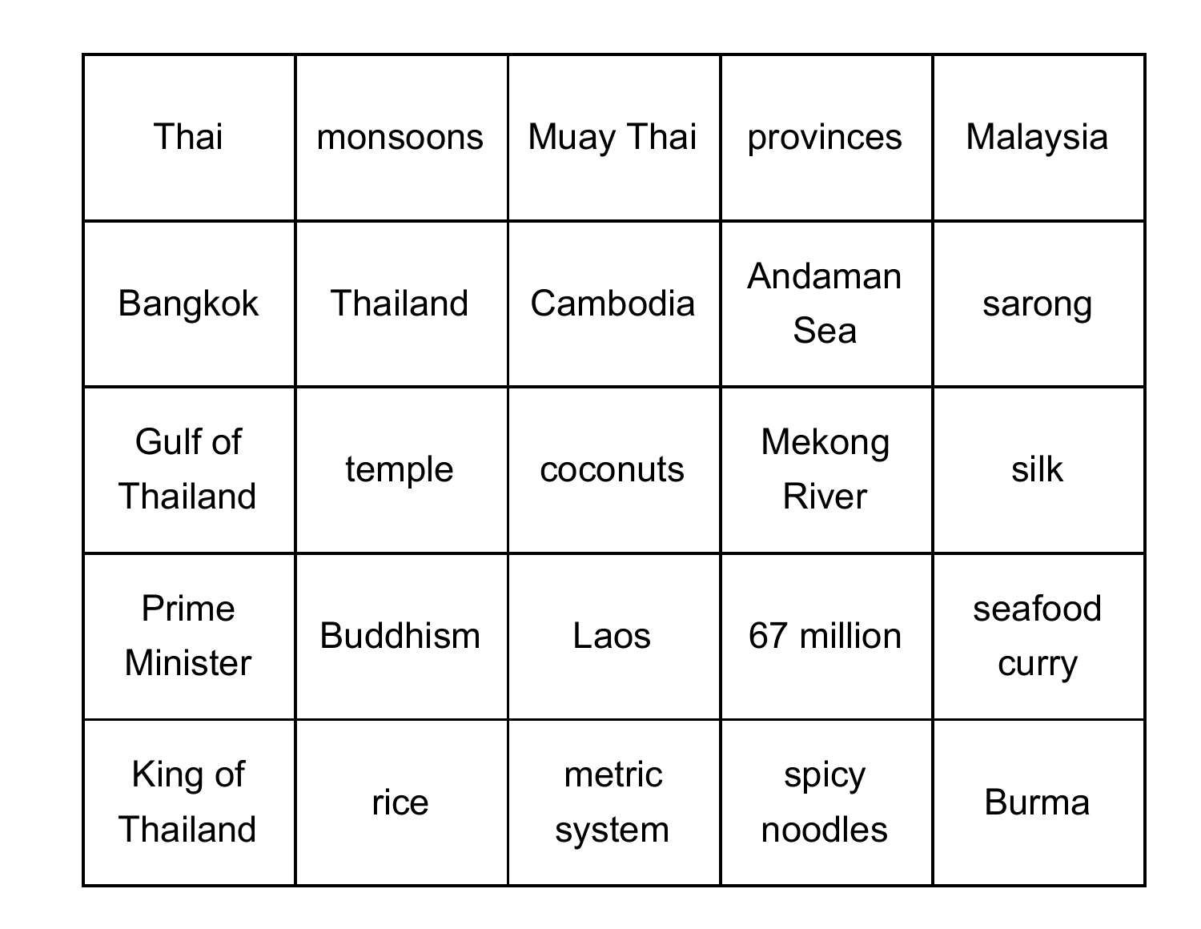| Thai | monsoons | Muay Thai | provinces | Malaysia |
|---|---|---|---|---|
| Bangkok | Thailand | Cambodia | Andaman Sea | sarong |
| Gulf of Thailand | temple | coconuts | Mekong River | silk |
| Prime Minister | Buddhism | Laos | 67 million | seafood curry |
| King of Thailand | rice | metric system | spicy noodles | Burma |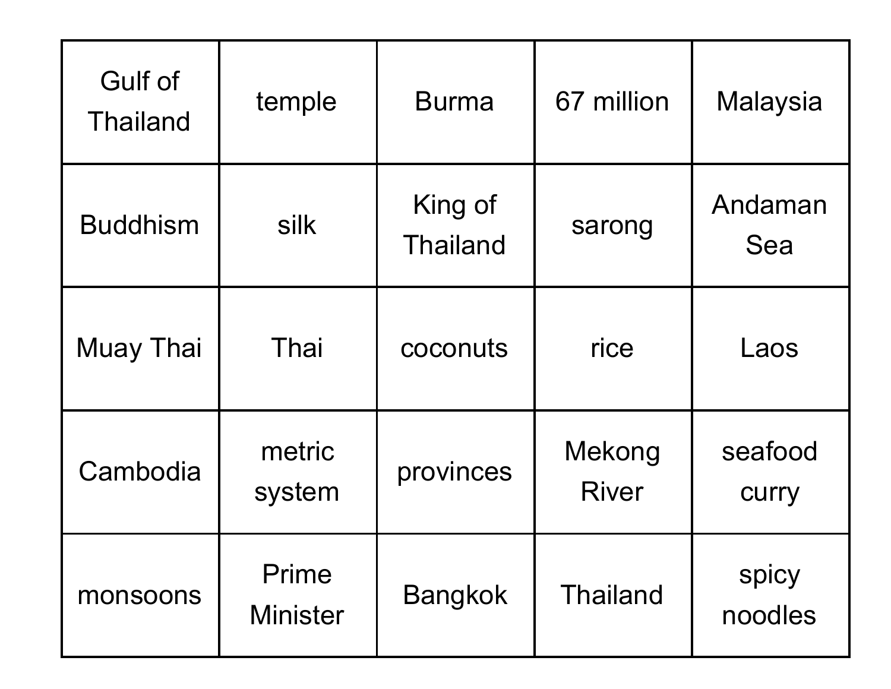| Gulf of Thailand | temple | Burma | 67 million | Malaysia |
|---|---|---|---|---|
| Buddhism | silk | King of Thailand | sarong | Andaman Sea |
| Muay Thai | Thai | coconuts | rice | Laos |
| Cambodia | metric system | provinces | Mekong River | seafood curry |
| monsoons | Prime Minister | Bangkok | Thailand | spicy noodles |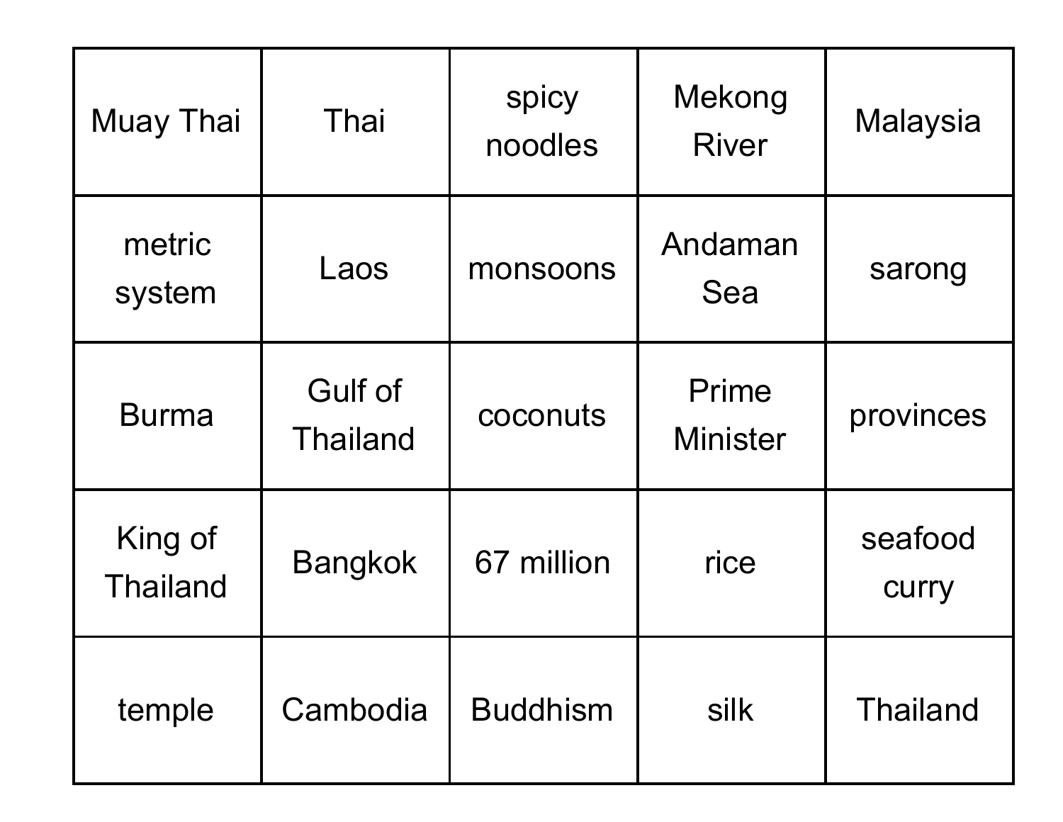| Muay Thai | Thai | spicy noodles | Mekong River | Malaysia |
|---|---|---|---|---|
| metric system | Laos | monsoons | Andaman Sea | sarong |
| Burma | Gulf of Thailand | coconuts | Prime Minister | provinces |
| King of Thailand | Bangkok | 67 million | rice | seafood curry |
| temple | Cambodia | Buddhism | silk | Thailand |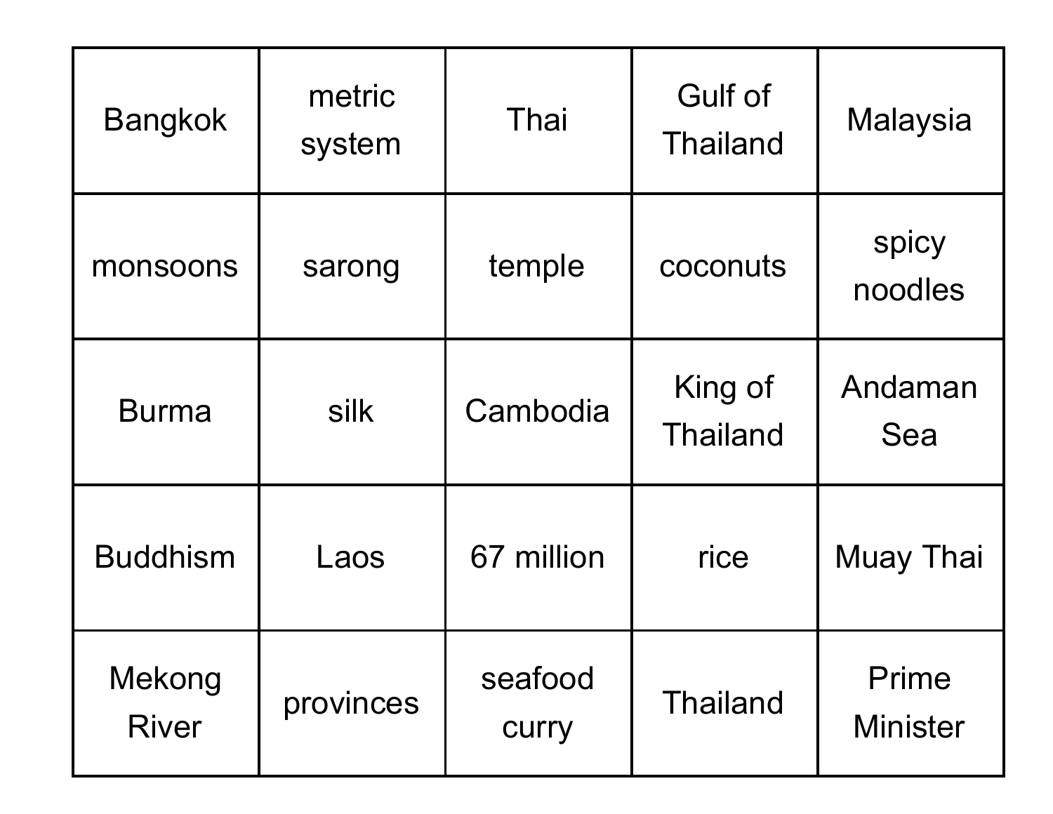| Bangkok | metric system | Thai | Gulf of Thailand | Malaysia |
|---|---|---|---|---|
| monsoons | sarong | temple | coconuts | spicy noodles |
| Burma | silk | Cambodia | King of Thailand | Andaman Sea |
| Buddhism | Laos | 67 million | rice | Muay Thai |
| Mekong River | provinces | seafood curry | Thailand | Prime Minister |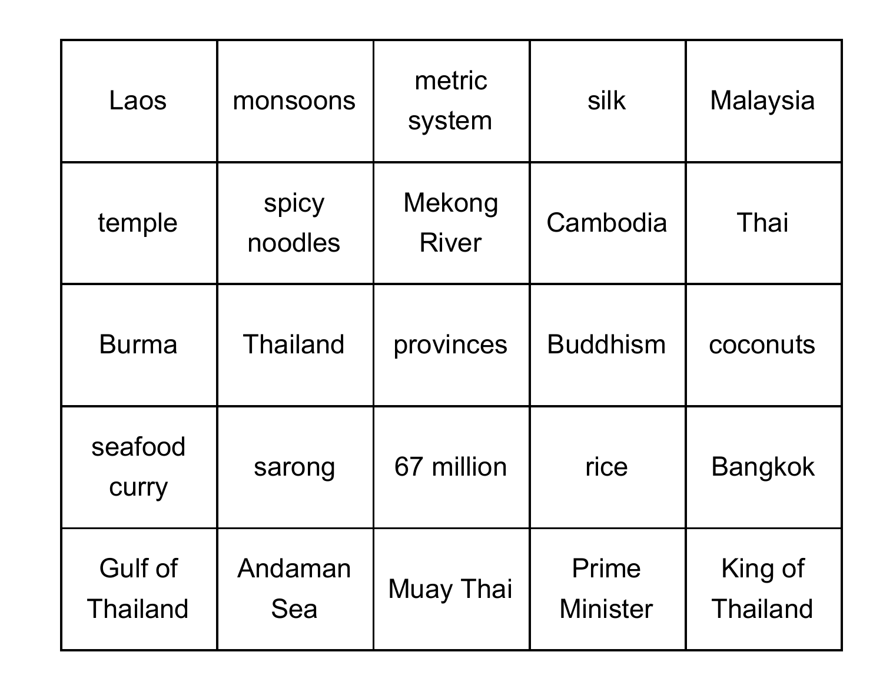| Laos | monsoons | metric system | silk | Malaysia |
| --- | --- | --- | --- | --- |
| temple | spicy noodles | Mekong River | Cambodia | Thai |
| Burma | Thailand | provinces | Buddhism | coconuts |
| seafood curry | sarong | 67 million | rice | Bangkok |
| Gulf of Thailand | Andaman Sea | Muay Thai | Prime Minister | King of Thailand |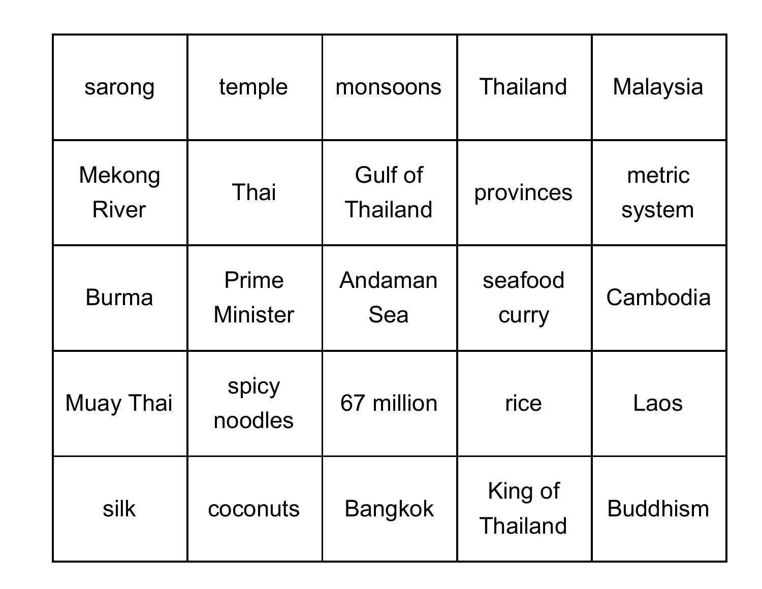| | | | | |
|---|---|---|---|---|
| sarong | temple | monsoons | Thailand | Malaysia |
| Mekong River | Thai | Gulf of Thailand | provinces | metric system |
| Burma | Prime Minister | Andaman Sea | seafood curry | Cambodia |
| Muay Thai | spicy noodles | 67 million | rice | Laos |
| silk | coconuts | Bangkok | King of Thailand | Buddhism |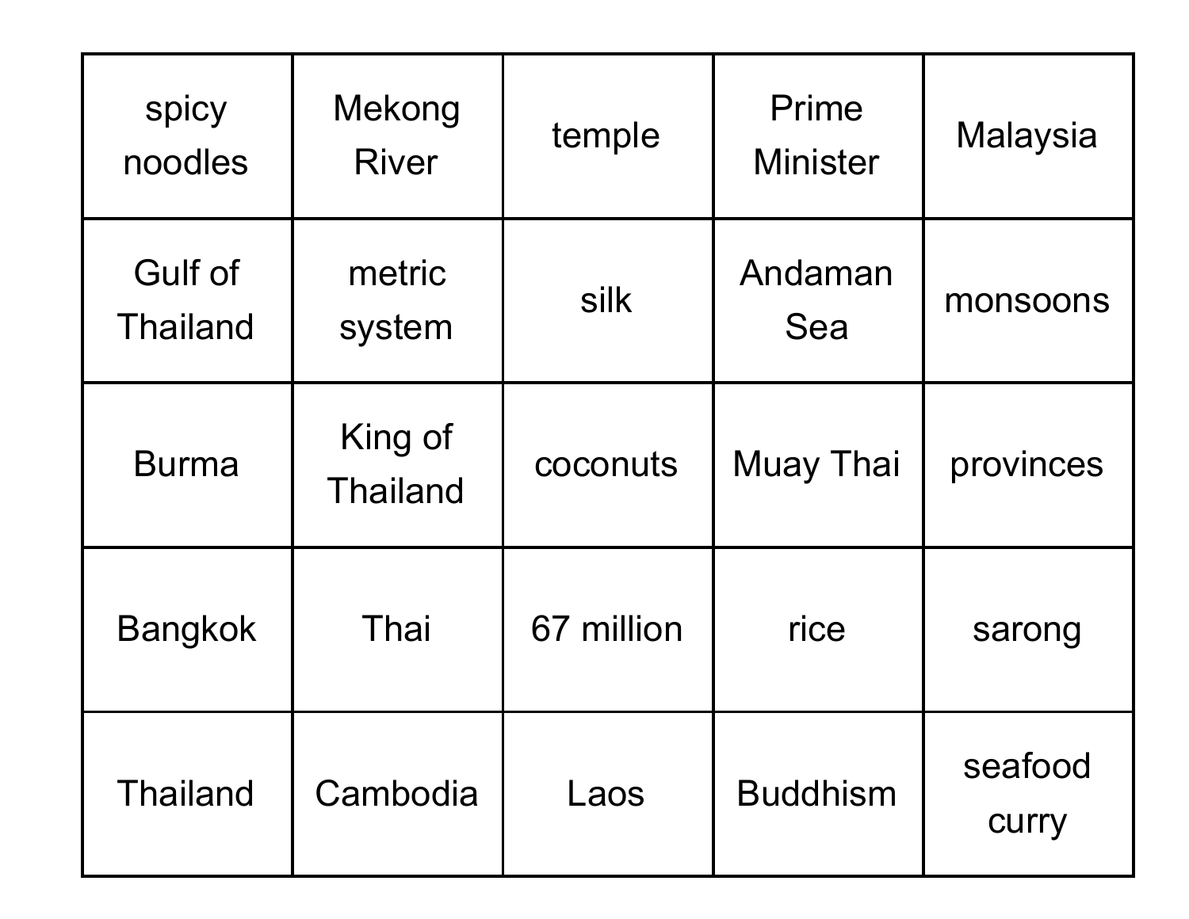| spicy noodles | Mekong River | temple | Prime Minister | Malaysia |
| --- | --- | --- | --- | --- |
| Gulf of Thailand | metric system | silk | Andaman Sea | monsoons |
| Burma | King of Thailand | coconuts | Muay Thai | provinces |
| Bangkok | Thai | 67 million | rice | sarong |
| Thailand | Cambodia | Laos | Buddhism | seafood curry |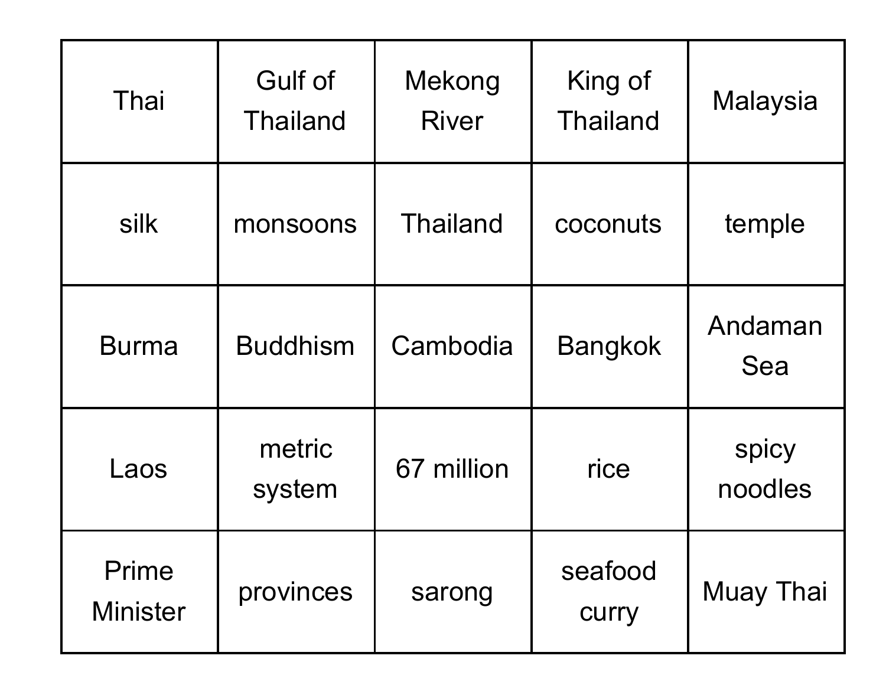| Thai | Gulf of Thailand | Mekong River | King of Thailand | Malaysia |
| --- | --- | --- | --- | --- |
| silk | monsoons | Thailand | coconuts | temple |
| Burma | Buddhism | Cambodia | Bangkok | Andaman Sea |
| Laos | metric system | 67 million | rice | spicy noodles |
| Prime Minister | provinces | sarong | seafood curry | Muay Thai |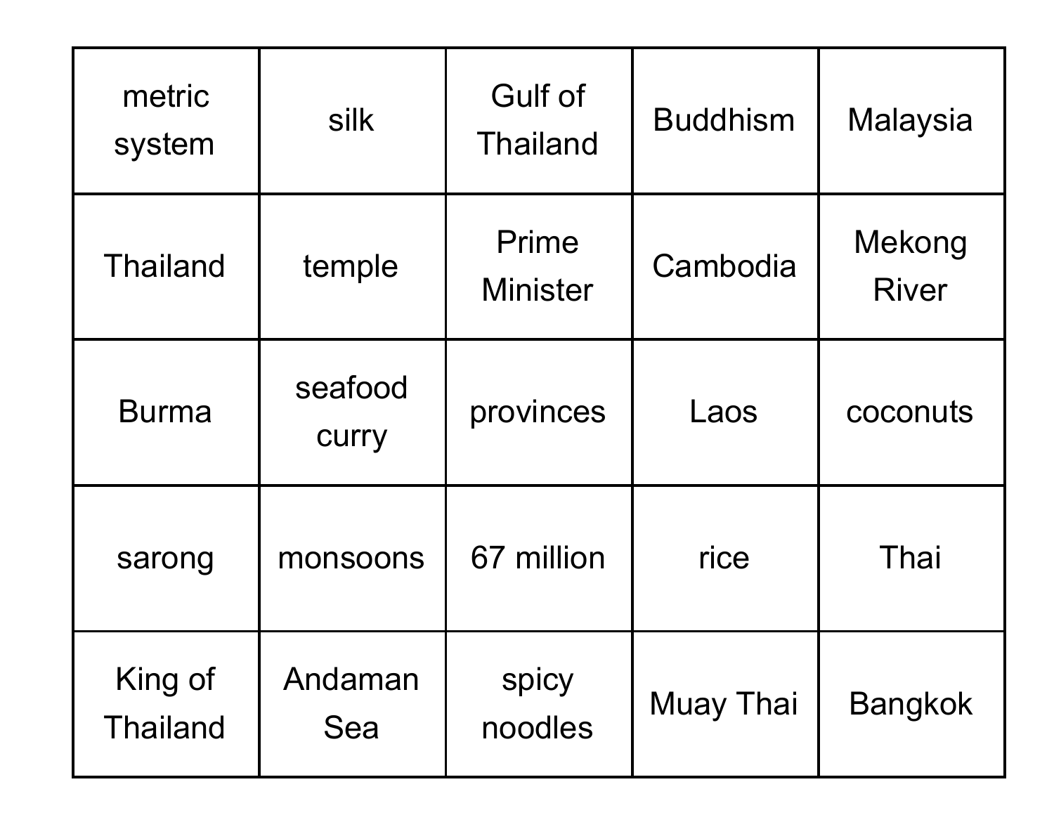| | | | | |
|---|---|---|---|---|
| metric system | silk | Gulf of Thailand | Buddhism | Malaysia |
| Thailand | temple | Prime Minister | Cambodia | Mekong River |
| Burma | seafood curry | provinces | Laos | coconuts |
| sarong | monsoons | 67 million | rice | Thai |
| King of Thailand | Andaman Sea | spicy noodles | Muay Thai | Bangkok |